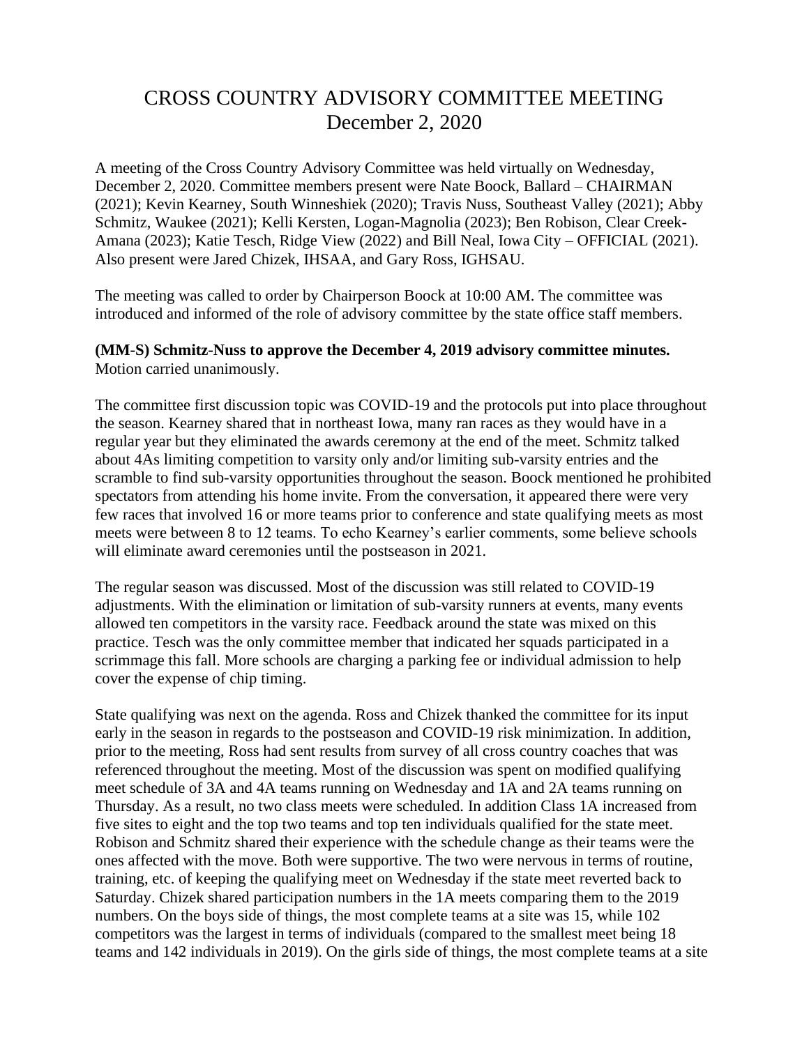# CROSS COUNTRY ADVISORY COMMITTEE MEETING
## December 2, 2020

A meeting of the Cross Country Advisory Committee was held virtually on Wednesday, December 2, 2020. Committee members present were Nate Boock, Ballard – CHAIRMAN (2021); Kevin Kearney, South Winneshiek (2020); Travis Nuss, Southeast Valley (2021); Abby Schmitz, Waukee (2021); Kelli Kersten, Logan-Magnolia (2023); Ben Robison, Clear Creek-Amana (2023); Katie Tesch, Ridge View (2022) and Bill Neal, Iowa City – OFFICIAL (2021). Also present were Jared Chizek, IHSAA, and Gary Ross, IGHSAU.

The meeting was called to order by Chairperson Boock at 10:00 AM. The committee was introduced and informed of the role of advisory committee by the state office staff members.

**(MM-S) Schmitz-Nuss to approve the December 4, 2019 advisory committee minutes.** Motion carried unanimously.

The committee first discussion topic was COVID-19 and the protocols put into place throughout the season. Kearney shared that in northeast Iowa, many ran races as they would have in a regular year but they eliminated the awards ceremony at the end of the meet. Schmitz talked about 4As limiting competition to varsity only and/or limiting sub-varsity entries and the scramble to find sub-varsity opportunities throughout the season. Boock mentioned he prohibited spectators from attending his home invite. From the conversation, it appeared there were very few races that involved 16 or more teams prior to conference and state qualifying meets as most meets were between 8 to 12 teams. To echo Kearney's earlier comments, some believe schools will eliminate award ceremonies until the postseason in 2021.

The regular season was discussed. Most of the discussion was still related to COVID-19 adjustments. With the elimination or limitation of sub-varsity runners at events, many events allowed ten competitors in the varsity race. Feedback around the state was mixed on this practice. Tesch was the only committee member that indicated her squads participated in a scrimmage this fall. More schools are charging a parking fee or individual admission to help cover the expense of chip timing.

State qualifying was next on the agenda. Ross and Chizek thanked the committee for its input early in the season in regards to the postseason and COVID-19 risk minimization. In addition, prior to the meeting, Ross had sent results from survey of all cross country coaches that was referenced throughout the meeting. Most of the discussion was spent on modified qualifying meet schedule of 3A and 4A teams running on Wednesday and 1A and 2A teams running on Thursday. As a result, no two class meets were scheduled. In addition Class 1A increased from five sites to eight and the top two teams and top ten individuals qualified for the state meet. Robison and Schmitz shared their experience with the schedule change as their teams were the ones affected with the move. Both were supportive. The two were nervous in terms of routine, training, etc. of keeping the qualifying meet on Wednesday if the state meet reverted back to Saturday. Chizek shared participation numbers in the 1A meets comparing them to the 2019 numbers. On the boys side of things, the most complete teams at a site was 15, while 102 competitors was the largest in terms of individuals (compared to the smallest meet being 18 teams and 142 individuals in 2019). On the girls side of things, the most complete teams at a site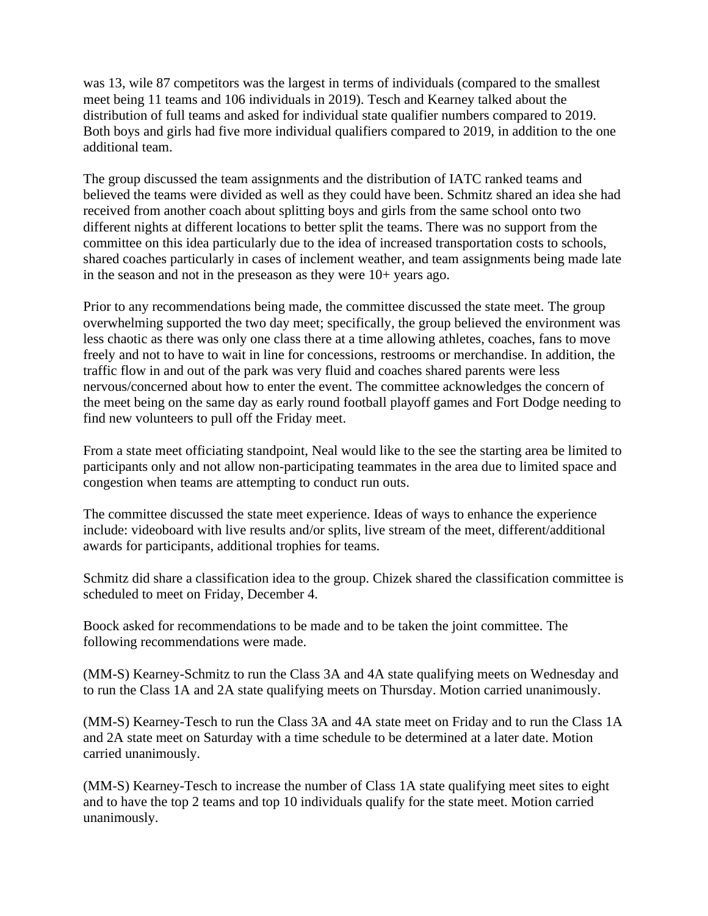was 13, wile 87 competitors was the largest in terms of individuals (compared to the smallest meet being 11 teams and 106 individuals in 2019). Tesch and Kearney talked about the distribution of full teams and asked for individual state qualifier numbers compared to 2019. Both boys and girls had five more individual qualifiers compared to 2019, in addition to the one additional team.

The group discussed the team assignments and the distribution of IATC ranked teams and believed the teams were divided as well as they could have been. Schmitz shared an idea she had received from another coach about splitting boys and girls from the same school onto two different nights at different locations to better split the teams. There was no support from the committee on this idea particularly due to the idea of increased transportation costs to schools, shared coaches particularly in cases of inclement weather, and team assignments being made late in the season and not in the preseason as they were 10+ years ago.

Prior to any recommendations being made, the committee discussed the state meet. The group overwhelming supported the two day meet; specifically, the group believed the environment was less chaotic as there was only one class there at a time allowing athletes, coaches, fans to move freely and not to have to wait in line for concessions, restrooms or merchandise. In addition, the traffic flow in and out of the park was very fluid and coaches shared parents were less nervous/concerned about how to enter the event. The committee acknowledges the concern of the meet being on the same day as early round football playoff games and Fort Dodge needing to find new volunteers to pull off the Friday meet.

From a state meet officiating standpoint, Neal would like to the see the starting area be limited to participants only and not allow non-participating teammates in the area due to limited space and congestion when teams are attempting to conduct run outs.

The committee discussed the state meet experience. Ideas of ways to enhance the experience include: videoboard with live results and/or splits, live stream of the meet, different/additional awards for participants, additional trophies for teams.

Schmitz did share a classification idea to the group. Chizek shared the classification committee is scheduled to meet on Friday, December 4.

Boock asked for recommendations to be made and to be taken the joint committee. The following recommendations were made.

(MM-S) Kearney-Schmitz to run the Class 3A and 4A state qualifying meets on Wednesday and to run the Class 1A and 2A state qualifying meets on Thursday. Motion carried unanimously.

(MM-S) Kearney-Tesch to run the Class 3A and 4A state meet on Friday and to run the Class 1A and 2A state meet on Saturday with a time schedule to be determined at a later date. Motion carried unanimously.

(MM-S) Kearney-Tesch to increase the number of Class 1A state qualifying meet sites to eight and to have the top 2 teams and top 10 individuals qualify for the state meet. Motion carried unanimously.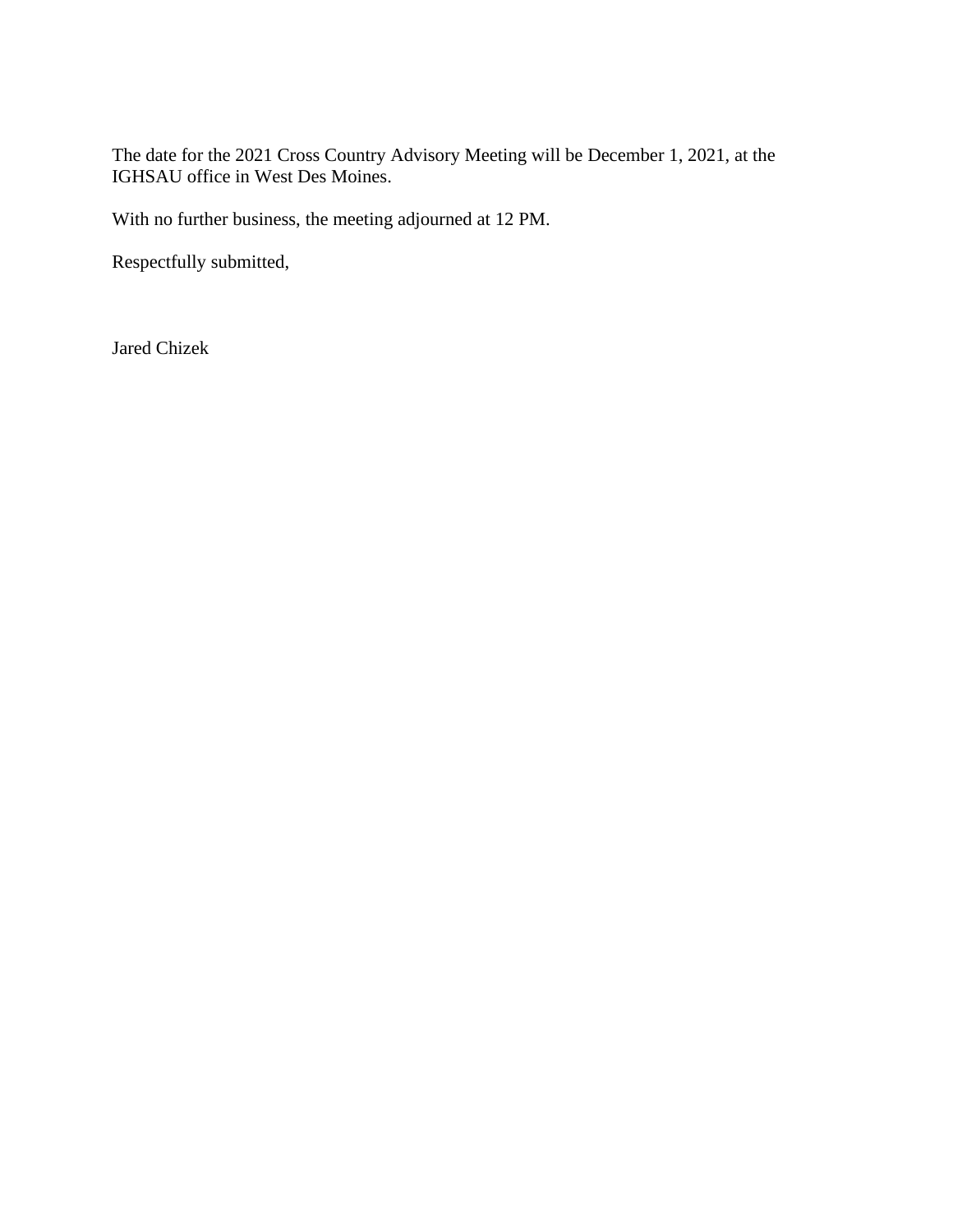The date for the 2021 Cross Country Advisory Meeting will be December 1, 2021, at the IGHSAU office in West Des Moines.

With no further business, the meeting adjourned at 12 PM.

Respectfully submitted,

Jared Chizek